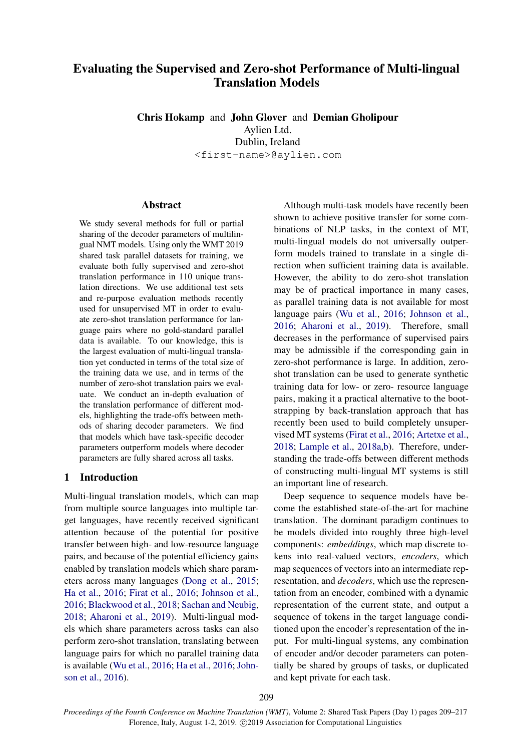# Evaluating the Supervised and Zero-shot Performance of Multi-lingual Translation Models

**Chris Hokamp** and **John Glover** and **Demian Gholipour**
Aylien Ltd.
Dublin, Ireland
`<first-name>@aylien.com`

## Abstract

We study several methods for full or partial sharing of the decoder parameters of multilingual NMT models. Using only the WMT 2019 shared task parallel datasets for training, we evaluate both fully supervised and zero-shot translation performance in 110 unique translation directions. We use additional test sets and re-purpose evaluation methods recently used for unsupervised MT in order to evaluate zero-shot translation performance for language pairs where no gold-standard parallel data is available. To our knowledge, this is the largest evaluation of multi-lingual translation yet conducted in terms of the total size of the training data we use, and in terms of the number of zero-shot translation pairs we evaluate. We conduct an in-depth evaluation of the translation performance of different models, highlighting the trade-offs between methods of sharing decoder parameters. We find that models which have task-specific decoder parameters outperform models where decoder parameters are fully shared across all tasks.

## 1 Introduction

Multi-lingual translation models, which can map from multiple source languages into multiple target languages, have recently received significant attention because of the potential for positive transfer between high- and low-resource language pairs, and because of the potential efficiency gains enabled by translation models which share parameters across many languages (Dong et al., 2015; Ha et al., 2016; Firat et al., 2016; Johnson et al., 2016; Blackwood et al., 2018; Sachan and Neubig, 2018; Aharoni et al., 2019). Multi-lingual models which share parameters across tasks can also perform zero-shot translation, translating between language pairs for which no parallel training data is available (Wu et al., 2016; Ha et al., 2016; Johnson et al., 2016).

Although multi-task models have recently been shown to achieve positive transfer for some combinations of NLP tasks, in the context of MT, multi-lingual models do not universally outperform models trained to translate in a single direction when sufficient training data is available. However, the ability to do zero-shot translation may be of practical importance in many cases, as parallel training data is not available for most language pairs (Wu et al., 2016; Johnson et al., 2016; Aharoni et al., 2019). Therefore, small decreases in the performance of supervised pairs may be admissible if the corresponding gain in zero-shot performance is large. In addition, zero-shot translation can be used to generate synthetic training data for low- or zero- resource language pairs, making it a practical alternative to the bootstrapping by back-translation approach that has recently been used to build completely unsupervised MT systems (Firat et al., 2016; Artetxe et al., 2018; Lample et al., 2018a,b). Therefore, understanding the trade-offs between different methods of constructing multi-lingual MT systems is still an important line of research.

Deep sequence to sequence models have become the established state-of-the-art for machine translation. The dominant paradigm continues to be models divided into roughly three high-level components: *embeddings*, which map discrete tokens into real-valued vectors, *encoders*, which map sequences of vectors into an intermediate representation, and *decoders*, which use the representation from an encoder, combined with a dynamic representation of the current state, and output a sequence of tokens in the target language conditioned upon the encoder's representation of the input. For multi-lingual systems, any combination of encoder and/or decoder parameters can potentially be shared by groups of tasks, or duplicated and kept private for each task.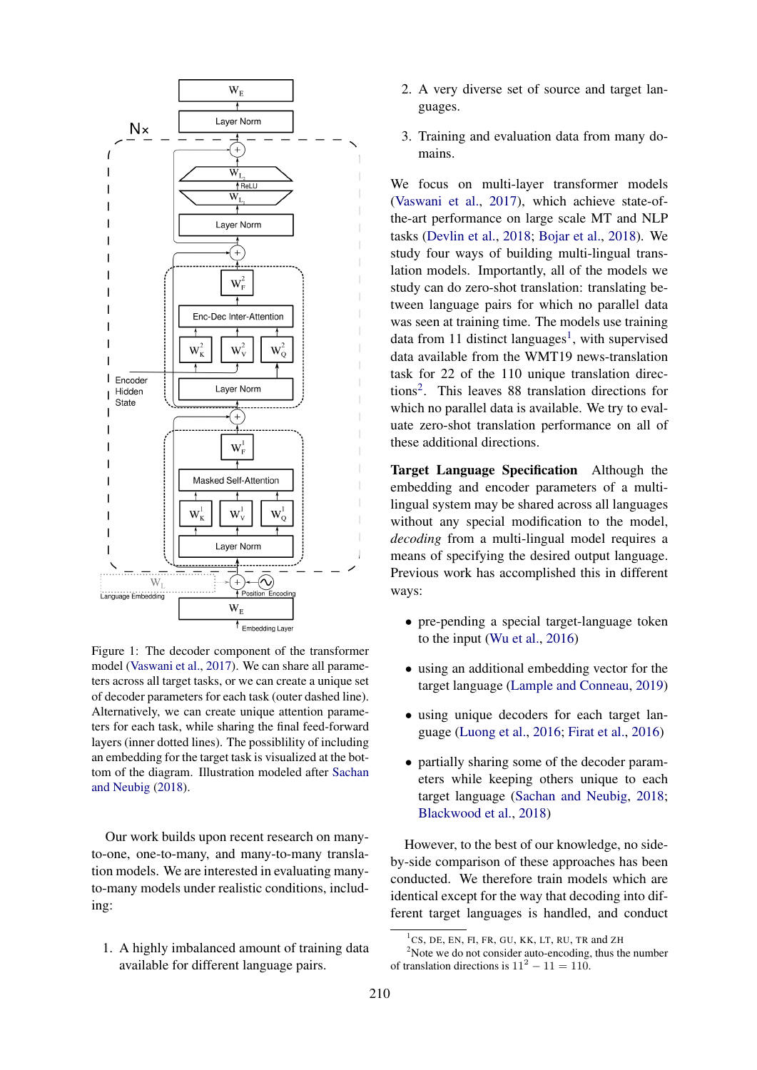Figure 1: The decoder component of the transformer model (Vaswani et al., 2017). We can share all parameters across all target tasks, or we can create a unique set of decoder parameters for each task (outer dashed line). Alternatively, we can create unique attention parameters for each task, while sharing the final feed-forward layers (inner dotted lines). The possiblility of including an embedding for the target task is visualized at the bottom of the diagram. Illustration modeled after Sachan and Neubig (2018).

Our work builds upon recent research on many-to-one, one-to-many, and many-to-many translation models. We are interested in evaluating many-to-many models under realistic conditions, including:

1. A highly imbalanced amount of training data available for different language pairs.
2. A very diverse set of source and target languages.
3. Training and evaluation data from many domains.

We focus on multi-layer transformer models (Vaswani et al., 2017), which achieve state-of-the-art performance on large scale MT and NLP tasks (Devlin et al., 2018; Bojar et al., 2018). We study four ways of building multi-lingual translation models. Importantly, all of the models we study can do zero-shot translation: translating between language pairs for which no parallel data was seen at training time. The models use training data from 11 distinct languages[1], with supervised data available from the WMT19 news-translation task for 22 of the 110 unique translation directions[2]. This leaves 88 translation directions for which no parallel data is available. We try to evaluate zero-shot translation performance on all of these additional directions.

**Target Language Specification** Although the embedding and encoder parameters of a multi-lingual system may be shared across all languages without any special modification to the model, *decoding* from a multi-lingual model requires a means of specifying the desired output language. Previous work has accomplished this in different ways:

- pre-pending a special target-language token to the input (Wu et al., 2016)
- using an additional embedding vector for the target language (Lample and Conneau, 2019)
- using unique decoders for each target language (Luong et al., 2016; Firat et al., 2016)
- partially sharing some of the decoder parameters while keeping others unique to each target language (Sachan and Neubig, 2018; Blackwood et al., 2018)

However, to the best of our knowledge, no side-by-side comparison of these approaches has been conducted. We therefore train models which are identical except for the way that decoding into different target languages is handled, and conduct

[1] CS, DE, EN, FI, FR, GU, KK, LT, RU, TR and ZH

[2] Note we do not consider auto-encoding, thus the number of translation directions is $11^2 - 11 = 110$.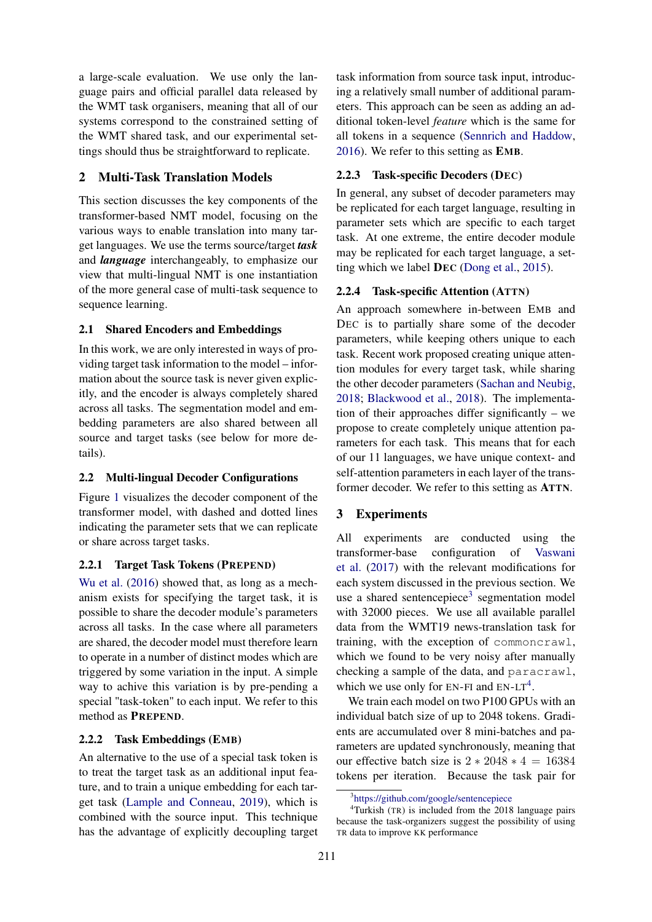a large-scale evaluation. We use only the language pairs and official parallel data released by the WMT task organisers, meaning that all of our systems correspond to the constrained setting of the WMT shared task, and our experimental settings should thus be straightforward to replicate.

## 2 Multi-Task Translation Models

This section discusses the key components of the transformer-based NMT model, focusing on the various ways to enable translation into many target languages. We use the terms source/target ***task*** and ***language*** interchangeably, to emphasize our view that multi-lingual NMT is one instantiation of the more general case of multi-task sequence to sequence learning.

### 2.1 Shared Encoders and Embeddings

In this work, we are only interested in ways of providing target task information to the model – information about the source task is never given explicitly, and the encoder is always completely shared across all tasks. The segmentation model and embedding parameters are also shared between all source and target tasks (see below for more details).

### 2.2 Multi-lingual Decoder Configurations

Figure 1 visualizes the decoder component of the transformer model, with dashed and dotted lines indicating the parameter sets that we can replicate or share across target tasks.

#### 2.2.1 Target Task Tokens (PREPEND)

Wu et al. (2016) showed that, as long as a mechanism exists for specifying the target task, it is possible to share the decoder module's parameters across all tasks. In the case where all parameters are shared, the decoder model must therefore learn to operate in a number of distinct modes which are triggered by some variation in the input. A simple way to achive this variation is by pre-pending a special "task-token" to each input. We refer to this method as **PREPEND**.

#### 2.2.2 Task Embeddings (EMB)

An alternative to the use of a special task token is to treat the target task as an additional input feature, and to train a unique embedding for each target task (Lample and Conneau, 2019), which is combined with the source input. This technique has the advantage of explicitly decoupling target task information from source task input, introducing a relatively small number of additional parameters. This approach can be seen as adding an additional token-level *feature* which is the same for all tokens in a sequence (Sennrich and Haddow, 2016). We refer to this setting as **EMB**.

#### 2.2.3 Task-specific Decoders (DEC)

In general, any subset of decoder parameters may be replicated for each target language, resulting in parameter sets which are specific to each target task. At one extreme, the entire decoder module may be replicated for each target language, a setting which we label **DEC** (Dong et al., 2015).

#### 2.2.4 Task-specific Attention (ATTN)

An approach somewhere in-between EMB and DEC is to partially share some of the decoder parameters, while keeping others unique to each task. Recent work proposed creating unique attention modules for every target task, while sharing the other decoder parameters (Sachan and Neubig, 2018; Blackwood et al., 2018). The implementation of their approaches differ significantly – we propose to create completely unique attention parameters for each task. This means that for each of our 11 languages, we have unique context- and self-attention parameters in each layer of the transformer decoder. We refer to this setting as **ATTN**.

## 3 Experiments

All experiments are conducted using the transformer-base configuration of Vaswani et al. (2017) with the relevant modifications for each system discussed in the previous section. We use a shared sentencepiece[3] segmentation model with 32000 pieces. We use all available parallel data from the WMT19 news-translation task for training, with the exception of `commoncrawl`, which we found to be very noisy after manually checking a sample of the data, and `paracrawl`, which we use only for EN-FI and EN-LT[4].

We train each model on two P100 GPUs with an individual batch size of up to 2048 tokens. Gradients are accumulated over 8 mini-batches and parameters are updated synchronously, meaning that our effective batch size is $2 * 2048 * 4 = 16384$ tokens per iteration. Because the task pair for

[3]https://github.com/google/sentencepiece

[4]Turkish (TR) is included from the 2018 language pairs because the task-organizers suggest the possibility of using TR data to improve KK performance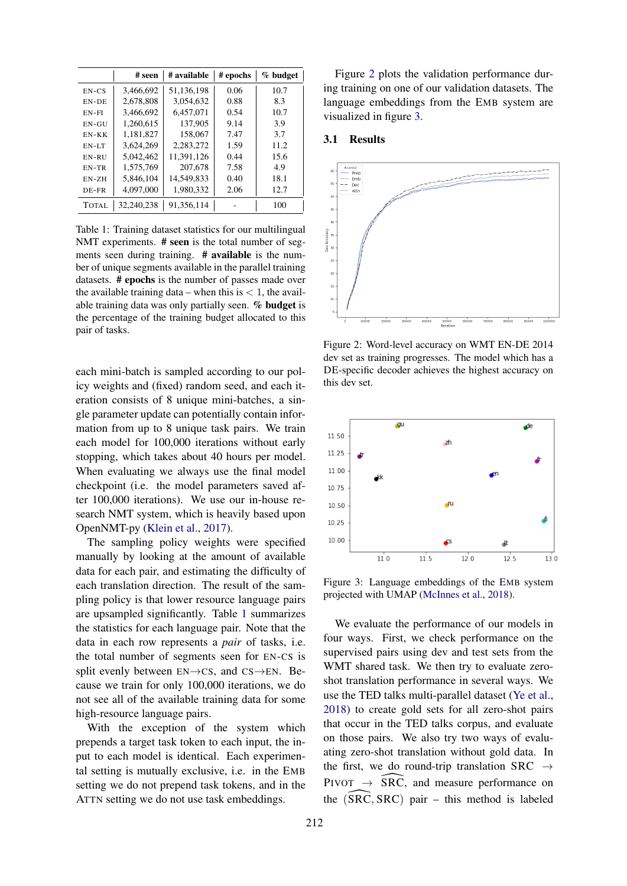|  | # seen | # available | # epochs | % budget |
|---|---|---|---|---|
| EN-CS | 3,466,692 | 51,136,198 | 0.06 | 10.7 |
| EN-DE | 2,678,808 | 3,054,632 | 0.88 | 8.3 |
| EN-FI | 3,466,692 | 6,457,071 | 0.54 | 10.7 |
| EN-GU | 1,260,615 | 137,905 | 9.14 | 3.9 |
| EN-KK | 1,181,827 | 158,067 | 7.47 | 3.7 |
| EN-LT | 3,624,269 | 2,283,272 | 1.59 | 11.2 |
| EN-RU | 5,042,462 | 11,391,126 | 0.44 | 15.6 |
| EN-TR | 1,575,769 | 207,678 | 7.58 | 4.9 |
| EN-ZH | 5,846,104 | 14,549,833 | 0.40 | 18.1 |
| DE-FR | 4,097,000 | 1,980,332 | 2.06 | 12.7 |
| TOTAL | 32,240,238 | 91,356,114 | - | 100 |

Table 1: Training dataset statistics for our multilingual NMT experiments. **# seen** is the total number of segments seen during training. **# available** is the number of unique segments available in the parallel training datasets. **# epochs** is the number of passes made over the available training data – when this is $< 1$, the available training data was only partially seen. **% budget** is the percentage of the training budget allocated to this pair of tasks.

each mini-batch is sampled according to our policy weights and (fixed) random seed, and each iteration consists of 8 unique mini-batches, a single parameter update can potentially contain information from up to 8 unique task pairs. We train each model for 100,000 iterations without early stopping, which takes about 40 hours per model. When evaluating we always use the final model checkpoint (i.e. the model parameters saved after 100,000 iterations). We use our in-house research NMT system, which is heavily based upon OpenNMT-py (Klein et al., 2017).

The sampling policy weights were specified manually by looking at the amount of available data for each pair, and estimating the difficulty of each translation direction. The result of the sampling policy is that lower resource language pairs are upsampled significantly. Table 1 summarizes the statistics for each language pair. Note that the data in each row represents a *pair* of tasks, i.e. the total number of segments seen for EN-CS is split evenly between EN→CS, and CS→EN. Because we train for only 100,000 iterations, we do not see all of the available training data for some high-resource language pairs.

With the exception of the system which prepends a target task token to each input, the input to each model is identical. Each experimental setting is mutually exclusive, i.e. in the EMB setting we do not prepend task tokens, and in the ATTN setting we do not use task embeddings.

Figure 2 plots the validation performance during training on one of our validation datasets. The language embeddings from the EMB system are visualized in figure 3.

### 3.1 Results

Figure 2: Word-level accuracy on WMT EN-DE 2014 dev set as training progresses. The model which has a DE-specific decoder achieves the highest accuracy on this dev set.

Figure 3: Language embeddings of the EMB system projected with UMAP (McInnes et al., 2018).

We evaluate the performance of our models in four ways. First, we check performance on the supervised pairs using dev and test sets from the WMT shared task. We then try to evaluate zero-shot translation performance in several ways. We use the TED talks multi-parallel dataset (Ye et al., 2018) to create gold sets for all zero-shot pairs that occur in the TED talks corpus, and evaluate on those pairs. We also try two ways of evaluating zero-shot translation without gold data. In the first, we do round-trip translation SRC → PIVOT → $\widehat{\text{SRC}}$, and measure performance on the $(\widehat{\text{SRC}}, \text{SRC})$ pair – this method is labeled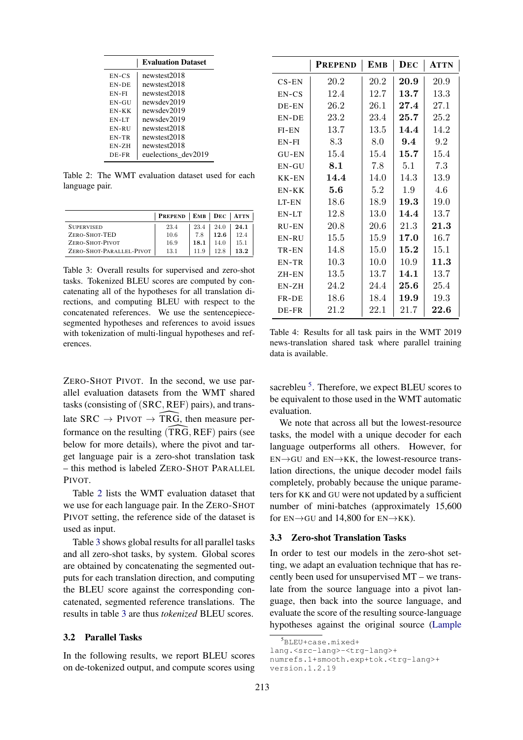| | Evaluation Dataset |
|---|---|
| EN-CS | newstest2018 |
| EN-DE | newstest2018 |
| EN-FI | newstest2018 |
| EN-GU | newsdev2019 |
| EN-KK | newsdev2019 |
| EN-LT | newsdev2019 |
| EN-RU | newstest2018 |
| EN-TR | newstest2018 |
| EN-ZH | newstest2018 |
| DE-FR | euelections_dev2019 |

Table 2: The WMT evaluation dataset used for each language pair.

| | PREPEND | EMB | DEC | ATTN |
|---|---|---|---|---|
| SUPERVISED | 23.4 | 23.4 | 24.0 | **24.1** |
| ZERO-SHOT-TED | 10.6 | 7.8 | **12.6** | 12.4 |
| ZERO-SHOT-PIVOT | 16.9 | **18.1** | 14.0 | 15.1 |
| ZERO-SHOT-PARALLEL-PIVOT | 13.1 | 11.9 | 12.8 | **13.2** |

Table 3: Overall results for supervised and zero-shot tasks. Tokenized BLEU scores are computed by concatenating all of the hypotheses for all translation directions, and computing BLEU with respect to the concatenated references. We use the sentencepiece-segmented hypotheses and references to avoid issues with tokenization of multi-lingual hypotheses and references.

ZERO-SHOT PIVOT. In the second, we use parallel evaluation datasets from the WMT shared tasks (consisting of $(\text{SRC}, \text{REF})$ pairs), and translate $\text{SRC} \rightarrow \text{PIVOT} \rightarrow \widehat{\text{TRG}}$, then measure performance on the resulting $(\widehat{\text{TRG}}, \text{REF})$ pairs (see below for more details), where the pivot and target language pair is a zero-shot translation task – this method is labeled ZERO-SHOT PARALLEL PIVOT.

Table 2 lists the WMT evaluation dataset that we use for each language pair. In the ZERO-SHOT PIVOT setting, the reference side of the dataset is used as input.

Table 3 shows global results for all parallel tasks and all zero-shot tasks, by system. Global scores are obtained by concatenating the segmented outputs for each translation direction, and computing the BLEU score against the corresponding concatenated, segmented reference translations. The results in table 3 are thus *tokenized* BLEU scores.

## 3.2 Parallel Tasks

In the following results, we report BLEU scores on de-tokenized output, and compute scores using

| | PREPEND | EMB | DEC | ATTN |
|---|---|---|---|---|
| CS-EN | 20.2 | 20.2 | **20.9** | 20.9 |
| EN-CS | 12.4 | 12.7 | **13.7** | 13.3 |
| DE-EN | 26.2 | 26.1 | **27.4** | 27.1 |
| EN-DE | 23.2 | 23.4 | **25.7** | 25.2 |
| FI-EN | 13.7 | 13.5 | **14.4** | 14.2 |
| EN-FI | 8.3 | 8.0 | **9.4** | 9.2 |
| GU-EN | 15.4 | 15.4 | **15.7** | 15.4 |
| EN-GU | **8.1** | 7.8 | 5.1 | 7.3 |
| KK-EN | **14.4** | 14.0 | 14.3 | 13.9 |
| EN-KK | **5.6** | 5.2 | 1.9 | 4.6 |
| LT-EN | 18.6 | 18.9 | **19.3** | 19.0 |
| EN-LT | 12.8 | 13.0 | **14.4** | 13.7 |
| RU-EN | 20.8 | 20.6 | 21.3 | **21.3** |
| EN-RU | 15.5 | 15.9 | **17.0** | 16.7 |
| TR-EN | 14.8 | 15.0 | **15.2** | 15.1 |
| EN-TR | 10.3 | 10.0 | 10.9 | **11.3** |
| ZH-EN | 13.5 | 13.7 | **14.1** | 13.7 |
| EN-ZH | 24.2 | 24.4 | **25.6** | 25.4 |
| FR-DE | 18.6 | 18.4 | **19.9** | 19.3 |
| DE-FR | 21.2 | 22.1 | 21.7 | **22.6** |

Table 4: Results for all task pairs in the WMT 2019 news-translation shared task where parallel training data is available.

sacrebleu[5]. Therefore, we expect BLEU scores to be equivalent to those used in the WMT automatic evaluation.

We note that across all but the lowest-resource tasks, the model with a unique decoder for each language outperforms all others. However, for EN→GU and EN→KK, the lowest-resource translation directions, the unique decoder model fails completely, probably because the unique parameters for KK and GU were not updated by a sufficient number of mini-batches (approximately 15,600 for EN→GU and 14,800 for EN→KK).

## 3.3 Zero-shot Translation Tasks

In order to test our models in the zero-shot setting, we adapt an evaluation technique that has recently been used for unsupervised MT – we translate from the source language into a pivot language, then back into the source language, and evaluate the score of the resulting source-language hypotheses against the original source (Lample

[5] BLEU+case.mixed+lang.<src-lang>-<trg-lang>+numrefs.1+smooth.exp+tok.<trg-lang>+version.1.2.19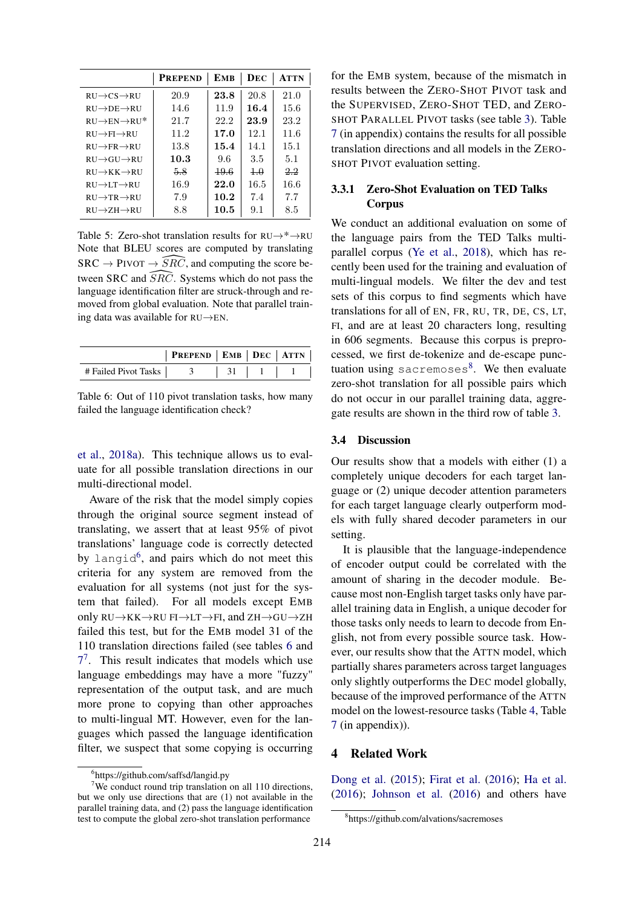| | PREPEND | EMB | DEC | ATTN |
|---|---|---|---|---|
| RU→CS→RU | 20.9 | **23.8** | 20.8 | 21.0 |
| RU→DE→RU | 14.6 | 11.9 | **16.4** | 15.6 |
| RU→EN→RU* | 21.7 | 22.2 | **23.9** | 23.2 |
| RU→FI→RU | 11.2 | **17.0** | 12.1 | 11.6 |
| RU→FR→RU | 13.8 | **15.4** | 14.1 | 15.1 |
| RU→GU→RU | **10.3** | 9.6 | 3.5 | 5.1 |
| RU→KK→RU | ~~5.8~~ | ~~19.6~~ | ~~1.0~~ | ~~2.2~~ |
| RU→LT→RU | 16.9 | **22.0** | 16.5 | 16.6 |
| RU→TR→RU | 7.9 | **10.2** | 7.4 | 7.7 |
| RU→ZH→RU | 8.8 | **10.5** | 9.1 | 8.5 |

Table 5: Zero-shot translation results for RU→*→RU Note that BLEU scores are computed by translating SRC → PIVOT → $\widehat{SRC}$, and computing the score between SRC and $\widehat{SRC}$. Systems which do not pass the language identification filter are struck-through and removed from global evaluation. Note that parallel training data was available for RU→EN.

| | PREPEND | EMB | DEC | ATTN |
|---|---|---|---|---|
| # Failed Pivot Tasks | 3 | 31 | 1 | 1 |

Table 6: Out of 110 pivot translation tasks, how many failed the language identification check?

et al., 2018a). This technique allows us to evaluate for all possible translation directions in our multi-directional model.

Aware of the risk that the model simply copies through the original source segment instead of translating, we assert that at least 95% of pivot translations' language code is correctly detected by `langid`[6], and pairs which do not meet this criteria for any system are removed from the evaluation for all systems (not just for the system that failed). For all models except EMB only RU→KK→RU FI→LT→FI, and ZH→GU→ZH failed this test, but for the EMB model 31 of the 110 translation directions failed (see tables 6 and 7[7]. This result indicates that models which use language embeddings may have a more "fuzzy" representation of the output task, and are much more prone to copying than other approaches to multi-lingual MT. However, even for the languages which passed the language identification filter, we suspect that some copying is occurring for the EMB system, because of the mismatch in results between the ZERO-SHOT PIVOT task and the SUPERVISED, ZERO-SHOT TED, and ZERO-SHOT PARALLEL PIVOT tasks (see table 3). Table 7 (in appendix) contains the results for all possible translation directions and all models in the ZERO-SHOT PIVOT evaluation setting.

[6] https://github.com/saffsd/langid.py

[7] We conduct round trip translation on all 110 directions, but we only use directions that are (1) not available in the parallel training data, and (2) pass the language identification test to compute the global zero-shot translation performance

### 3.3.1 Zero-Shot Evaluation on TED Talks Corpus

We conduct an additional evaluation on some of the language pairs from the TED Talks multi-parallel corpus (Ye et al., 2018), which has recently been used for the training and evaluation of multi-lingual models. We filter the dev and test sets of this corpus to find segments which have translations for all of EN, FR, RU, TR, DE, CS, LT, FI, and are at least 20 characters long, resulting in 606 segments. Because this corpus is preprocessed, we first de-tokenize and de-escape punctuation using `sacremoses`[8]. We then evaluate zero-shot translation for all possible pairs which do not occur in our parallel training data, aggregate results are shown in the third row of table 3.

[8] https://github.com/alvations/sacremoses

## 3.4 Discussion

Our results show that a models with either (1) a completely unique decoders for each target language or (2) unique decoder attention parameters for each target language clearly outperform models with fully shared decoder parameters in our setting.

It is plausible that the language-independence of encoder output could be correlated with the amount of sharing in the decoder module. Because most non-English target tasks only have parallel training data in English, a unique decoder for those tasks only needs to learn to decode from English, not from every possible source task. However, our results show that the ATTN model, which partially shares parameters across target languages only slightly outperforms the DEC model globally, because of the improved performance of the ATTN model on the lowest-resource tasks (Table 4, Table 7 (in appendix)).

# 4 Related Work

Dong et al. (2015); Firat et al. (2016); Ha et al. (2016); Johnson et al. (2016) and others have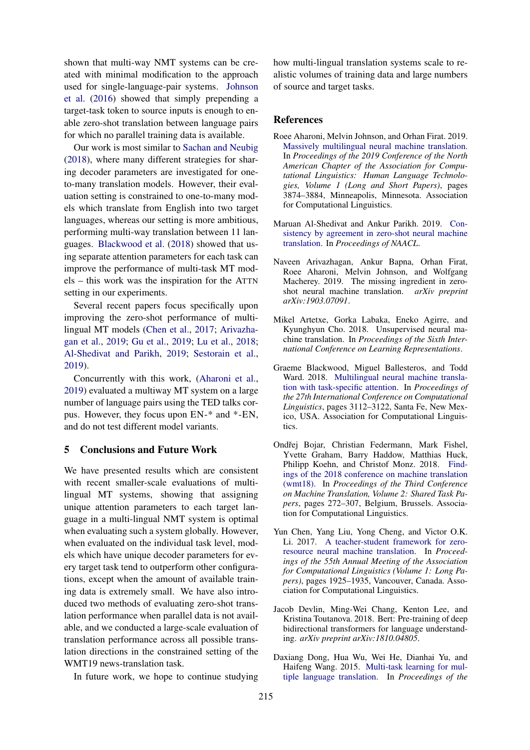shown that multi-way NMT systems can be created with minimal modification to the approach used for single-language-pair systems. Johnson et al. (2016) showed that simply prepending a target-task token to source inputs is enough to enable zero-shot translation between language pairs for which no parallel training data is available.

Our work is most similar to Sachan and Neubig (2018), where many different strategies for sharing decoder parameters are investigated for one-to-many translation models. However, their evaluation setting is constrained to one-to-many models which translate from English into two target languages, whereas our setting is more ambitious, performing multi-way translation between 11 languages. Blackwood et al. (2018) showed that using separate attention parameters for each task can improve the performance of multi-task MT models – this work was the inspiration for the ATTN setting in our experiments.

Several recent papers focus specifically upon improving the zero-shot performance of multilingual MT models (Chen et al., 2017; Arivazhagan et al., 2019; Gu et al., 2019; Lu et al., 2018; Al-Shedivat and Parikh, 2019; Sestorain et al., 2019).

Concurrently with this work, (Aharoni et al., 2019) evaluated a multiway MT system on a large number of language pairs using the TED talks corpus. However, they focus upon EN-* and *-EN, and do not test different model variants.

## 5 Conclusions and Future Work

We have presented results which are consistent with recent smaller-scale evaluations of multilingual MT systems, showing that assigning unique attention parameters to each target language in a multi-lingual NMT system is optimal when evaluating such a system globally. However, when evaluated on the individual task level, models which have unique decoder parameters for every target task tend to outperform other configurations, except when the amount of available training data is extremely small. We have also introduced two methods of evaluating zero-shot translation performance when parallel data is not available, and we conducted a large-scale evaluation of translation performance across all possible translation directions in the constrained setting of the WMT19 news-translation task.

In future work, we hope to continue studying how multi-lingual translation systems scale to realistic volumes of training data and large numbers of source and target tasks.

## References

Roee Aharoni, Melvin Johnson, and Orhan Firat. 2019. Massively multilingual neural machine translation. In *Proceedings of the 2019 Conference of the North American Chapter of the Association for Computational Linguistics: Human Language Technologies, Volume 1 (Long and Short Papers)*, pages 3874–3884, Minneapolis, Minnesota. Association for Computational Linguistics.

Maruan Al-Shedivat and Ankur Parikh. 2019. Consistency by agreement in zero-shot neural machine translation. In *Proceedings of NAACL*.

Naveen Arivazhagan, Ankur Bapna, Orhan Firat, Roee Aharoni, Melvin Johnson, and Wolfgang Macherey. 2019. The missing ingredient in zero-shot neural machine translation. *arXiv preprint arXiv:1903.07091*.

Mikel Artetxe, Gorka Labaka, Eneko Agirre, and Kyunghyun Cho. 2018. Unsupervised neural machine translation. In *Proceedings of the Sixth International Conference on Learning Representations*.

Graeme Blackwood, Miguel Ballesteros, and Todd Ward. 2018. Multilingual neural machine translation with task-specific attention. In *Proceedings of the 27th International Conference on Computational Linguistics*, pages 3112–3122, Santa Fe, New Mexico, USA. Association for Computational Linguistics.

Ondřej Bojar, Christian Federmann, Mark Fishel, Yvette Graham, Barry Haddow, Matthias Huck, Philipp Koehn, and Christof Monz. 2018. Findings of the 2018 conference on machine translation (wmt18). In *Proceedings of the Third Conference on Machine Translation, Volume 2: Shared Task Papers*, pages 272–307, Belgium, Brussels. Association for Computational Linguistics.

Yun Chen, Yang Liu, Yong Cheng, and Victor O.K. Li. 2017. A teacher-student framework for zero-resource neural machine translation. In *Proceedings of the 55th Annual Meeting of the Association for Computational Linguistics (Volume 1: Long Papers)*, pages 1925–1935, Vancouver, Canada. Association for Computational Linguistics.

Jacob Devlin, Ming-Wei Chang, Kenton Lee, and Kristina Toutanova. 2018. Bert: Pre-training of deep bidirectional transformers for language understanding. *arXiv preprint arXiv:1810.04805*.

Daxiang Dong, Hua Wu, Wei He, Dianhai Yu, and Haifeng Wang. 2015. Multi-task learning for multiple language translation. In *Proceedings of the*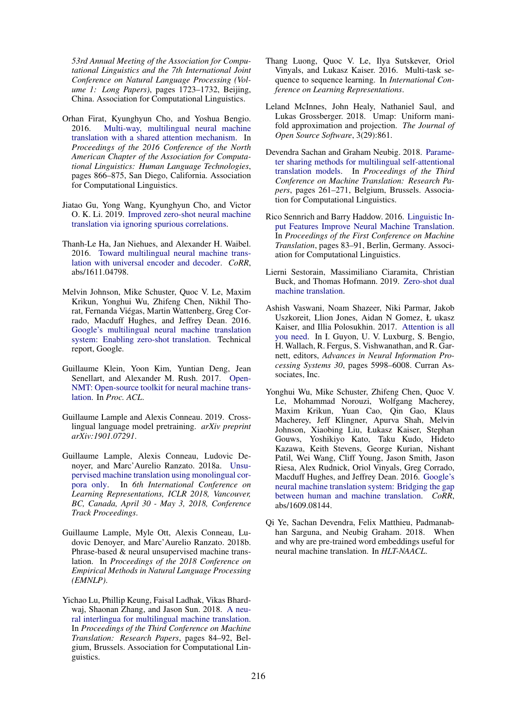*53rd Annual Meeting of the Association for Computational Linguistics and the 7th International Joint Conference on Natural Language Processing (Volume 1: Long Papers)*, pages 1723–1732, Beijing, China. Association for Computational Linguistics.

Orhan Firat, Kyunghyun Cho, and Yoshua Bengio. 2016. Multi-way, multilingual neural machine translation with a shared attention mechanism. In *Proceedings of the 2016 Conference of the North American Chapter of the Association for Computational Linguistics: Human Language Technologies*, pages 866–875, San Diego, California. Association for Computational Linguistics.

Jiatao Gu, Yong Wang, Kyunghyun Cho, and Victor O. K. Li. 2019. Improved zero-shot neural machine translation via ignoring spurious correlations.

Thanh-Le Ha, Jan Niehues, and Alexander H. Waibel. 2016. Toward multilingual neural machine translation with universal encoder and decoder. *CoRR*, abs/1611.04798.

Melvin Johnson, Mike Schuster, Quoc V. Le, Maxim Krikun, Yonghui Wu, Zhifeng Chen, Nikhil Thorat, Fernanda Viégas, Martin Wattenberg, Greg Corrado, Macduff Hughes, and Jeffrey Dean. 2016. Google's multilingual neural machine translation system: Enabling zero-shot translation. Technical report, Google.

Guillaume Klein, Yoon Kim, Yuntian Deng, Jean Senellart, and Alexander M. Rush. 2017. OpenNMT: Open-source toolkit for neural machine translation. In *Proc. ACL*.

Guillaume Lample and Alexis Conneau. 2019. Cross-lingual language model pretraining. *arXiv preprint arXiv:1901.07291*.

Guillaume Lample, Alexis Conneau, Ludovic Denoyer, and Marc'Aurelio Ranzato. 2018a. Unsupervised machine translation using monolingual corpora only. In *6th International Conference on Learning Representations, ICLR 2018, Vancouver, BC, Canada, April 30 - May 3, 2018, Conference Track Proceedings*.

Guillaume Lample, Myle Ott, Alexis Conneau, Ludovic Denoyer, and Marc'Aurelio Ranzato. 2018b. Phrase-based & neural unsupervised machine translation. In *Proceedings of the 2018 Conference on Empirical Methods in Natural Language Processing (EMNLP)*.

Yichao Lu, Phillip Keung, Faisal Ladhak, Vikas Bhardwaj, Shaonan Zhang, and Jason Sun. 2018. A neural interlingua for multilingual machine translation. In *Proceedings of the Third Conference on Machine Translation: Research Papers*, pages 84–92, Belgium, Brussels. Association for Computational Linguistics.

Thang Luong, Quoc V. Le, Ilya Sutskever, Oriol Vinyals, and Lukasz Kaiser. 2016. Multi-task sequence to sequence learning. In *International Conference on Learning Representations*.

Leland McInnes, John Healy, Nathaniel Saul, and Lukas Grossberger. 2018. Umap: Uniform manifold approximation and projection. *The Journal of Open Source Software*, 3(29):861.

Devendra Sachan and Graham Neubig. 2018. Parameter sharing methods for multilingual self-attentional translation models. In *Proceedings of the Third Conference on Machine Translation: Research Papers*, pages 261–271, Belgium, Brussels. Association for Computational Linguistics.

Rico Sennrich and Barry Haddow. 2016. Linguistic Input Features Improve Neural Machine Translation. In *Proceedings of the First Conference on Machine Translation*, pages 83–91, Berlin, Germany. Association for Computational Linguistics.

Lierni Sestorain, Massimiliano Ciaramita, Christian Buck, and Thomas Hofmann. 2019. Zero-shot dual machine translation.

Ashish Vaswani, Noam Shazeer, Niki Parmar, Jakob Uszkoreit, Llion Jones, Aidan N Gomez, Ł ukasz Kaiser, and Illia Polosukhin. 2017. Attention is all you need. In I. Guyon, U. V. Luxburg, S. Bengio, H. Wallach, R. Fergus, S. Vishwanathan, and R. Garnett, editors, *Advances in Neural Information Processing Systems 30*, pages 5998–6008. Curran Associates, Inc.

Yonghui Wu, Mike Schuster, Zhifeng Chen, Quoc V. Le, Mohammad Norouzi, Wolfgang Macherey, Maxim Krikun, Yuan Cao, Qin Gao, Klaus Macherey, Jeff Klingner, Apurva Shah, Melvin Johnson, Xiaobing Liu, Łukasz Kaiser, Stephan Gouws, Yoshikiyo Kato, Taku Kudo, Hideto Kazawa, Keith Stevens, George Kurian, Nishant Patil, Wei Wang, Cliff Young, Jason Smith, Jason Riesa, Alex Rudnick, Oriol Vinyals, Greg Corrado, Macduff Hughes, and Jeffrey Dean. 2016. Google's neural machine translation system: Bridging the gap between human and machine translation. *CoRR*, abs/1609.08144.

Qi Ye, Sachan Devendra, Felix Matthieu, Padmanabhan Sarguna, and Neubig Graham. 2018. When and why are pre-trained word embeddings useful for neural machine translation. In *HLT-NAACL*.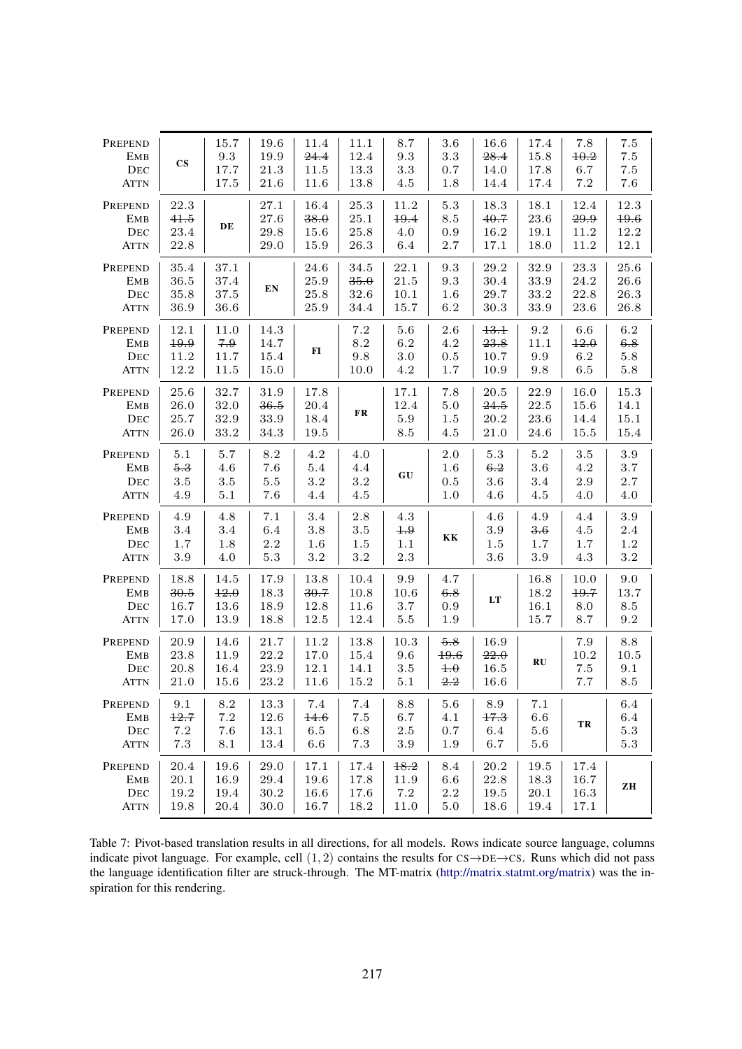| | | | | | | | | | | | |
|---|---|---|---|---|---|---|---|---|---|---|---|
| Prepend | **CS** | 15.7 | 19.6 | 11.4 | 11.1 | 8.7 | 3.6 | 16.6 | 17.4 | 7.8 | 7.5 |
| Emb | | 9.3 | 19.9 | ~~24.4~~ | 12.4 | 9.3 | 3.3 | ~~28.4~~ | 15.8 | ~~10.2~~ | 7.5 |
| Dec | | 17.7 | 21.3 | 11.5 | 13.3 | 3.3 | 0.7 | 14.0 | 17.8 | 6.7 | 7.5 |
| Attn | | 17.5 | 21.6 | 11.6 | 13.8 | 4.5 | 1.8 | 14.4 | 17.4 | 7.2 | 7.6 |
| Prepend | 22.3 | **DE** | 27.1 | 16.4 | 25.3 | 11.2 | 5.3 | 18.3 | 18.1 | 12.4 | 12.3 |
| Emb | ~~41.5~~ | | 27.6 | ~~38.0~~ | 25.1 | ~~19.4~~ | 8.5 | ~~40.7~~ | 23.6 | ~~29.9~~ | ~~19.6~~ |
| Dec | 23.4 | | 29.8 | 15.6 | 25.8 | 4.0 | 0.9 | 16.2 | 19.1 | 11.2 | 12.2 |
| Attn | 22.8 | | 29.0 | 15.9 | 26.3 | 6.4 | 2.7 | 17.1 | 18.0 | 11.2 | 12.1 |
| Prepend | 35.4 | 37.1 | **EN** | 24.6 | 34.5 | 22.1 | 9.3 | 29.2 | 32.9 | 23.3 | 25.6 |
| Emb | 36.5 | 37.4 | | 25.9 | ~~35.0~~ | 21.5 | 9.3 | 30.4 | 33.9 | 24.2 | 26.6 |
| Dec | 35.8 | 37.5 | | 25.8 | 32.6 | 10.1 | 1.6 | 29.7 | 33.2 | 22.8 | 26.3 |
| Attn | 36.9 | 36.6 | | 25.9 | 34.4 | 15.7 | 6.2 | 30.3 | 33.9 | 23.6 | 26.8 |
| Prepend | 12.1 | 11.0 | 14.3 | **FI** | 7.2 | 5.6 | 2.6 | ~~13.1~~ | 9.2 | 6.6 | 6.2 |
| Emb | ~~19.9~~ | ~~7.9~~ | 14.7 | | 8.2 | 6.2 | 4.2 | ~~23.8~~ | 11.1 | ~~12.0~~ | ~~6.8~~ |
| Dec | 11.2 | 11.7 | 15.4 | | 9.8 | 3.0 | 0.5 | 10.7 | 9.9 | 6.2 | 5.8 |
| Attn | 12.2 | 11.5 | 15.0 | | 10.0 | 4.2 | 1.7 | 10.9 | 9.8 | 6.5 | 5.8 |
| Prepend | 25.6 | 32.7 | 31.9 | 17.8 | **FR** | 17.1 | 7.8 | 20.5 | 22.9 | 16.0 | 15.3 |
| Emb | 26.0 | 32.0 | ~~36.5~~ | 20.4 | | 12.4 | 5.0 | ~~24.5~~ | 22.5 | 15.6 | 14.1 |
| Dec | 25.7 | 32.9 | 33.9 | 18.4 | | 5.9 | 1.5 | 20.2 | 23.6 | 14.4 | 15.1 |
| Attn | 26.0 | 33.2 | 34.3 | 19.5 | | 8.5 | 4.5 | 21.0 | 24.6 | 15.5 | 15.4 |
| Prepend | 5.1 | 5.7 | 8.2 | 4.2 | 4.0 | **GU** | 2.0 | 5.3 | 5.2 | 3.5 | 3.9 |
| Emb | ~~5.3~~ | 4.6 | 7.6 | 5.4 | 4.4 | | 1.6 | ~~6.2~~ | 3.6 | 4.2 | 3.7 |
| Dec | 3.5 | 3.5 | 5.5 | 3.2 | 3.2 | | 0.5 | 3.6 | 3.4 | 2.9 | 2.7 |
| Attn | 4.9 | 5.1 | 7.6 | 4.4 | 4.5 | | 1.0 | 4.6 | 4.5 | 4.0 | 4.0 |
| Prepend | 4.9 | 4.8 | 7.1 | 3.4 | 2.8 | 4.3 | **KK** | 4.6 | 4.9 | 4.4 | 3.9 |
| Emb | 3.4 | 3.4 | 6.4 | 3.8 | 3.5 | ~~1.9~~ | | 3.9 | ~~3.6~~ | 4.5 | 2.4 |
| Dec | 1.7 | 1.8 | 2.2 | 1.6 | 1.5 | 1.1 | | 1.5 | 1.7 | 1.7 | 1.2 |
| Attn | 3.9 | 4.0 | 5.3 | 3.2 | 3.2 | 2.3 | | 3.6 | 3.9 | 4.3 | 3.2 |
| Prepend | 18.8 | 14.5 | 17.9 | 13.8 | 10.4 | 9.9 | 4.7 | **LT** | 16.8 | 10.0 | 9.0 |
| Emb | ~~30.5~~ | ~~12.0~~ | 18.3 | ~~30.7~~ | 10.8 | 10.6 | ~~6.8~~ | | 18.2 | ~~19.7~~ | 13.7 |
| Dec | 16.7 | 13.6 | 18.9 | 12.8 | 11.6 | 3.7 | 0.9 | | 16.1 | 8.0 | 8.5 |
| Attn | 17.0 | 13.9 | 18.8 | 12.5 | 12.4 | 5.5 | 1.9 | | 15.7 | 8.7 | 9.2 |
| Prepend | 20.9 | 14.6 | 21.7 | 11.2 | 13.8 | 10.3 | ~~5.8~~ | 16.9 | **RU** | 7.9 | 8.8 |
| Emb | 23.8 | 11.9 | 22.2 | 17.0 | 15.4 | 9.6 | ~~19.6~~ | ~~22.0~~ | | 10.2 | 10.5 |
| Dec | 20.8 | 16.4 | 23.9 | 12.1 | 14.1 | 3.5 | ~~1.0~~ | 16.5 | | 7.5 | 9.1 |
| Attn | 21.0 | 15.6 | 23.2 | 11.6 | 15.2 | 5.1 | ~~2.2~~ | 16.6 | | 7.7 | 8.5 |
| Prepend | 9.1 | 8.2 | 13.3 | 7.4 | 7.4 | 8.8 | 5.6 | 8.9 | 7.1 | **TR** | 6.4 |
| Emb | ~~12.7~~ | 7.2 | 12.6 | ~~14.6~~ | 7.5 | 6.7 | 4.1 | ~~17.3~~ | 6.6 | | 6.4 |
| Dec | 7.2 | 7.6 | 13.1 | 6.5 | 6.8 | 2.5 | 0.7 | 6.4 | 5.6 | | 5.3 |
| Attn | 7.3 | 8.1 | 13.4 | 6.6 | 7.3 | 3.9 | 1.9 | 6.7 | 5.6 | | 5.3 |
| Prepend | 20.4 | 19.6 | 29.0 | 17.1 | 17.4 | ~~18.2~~ | 8.4 | 20.2 | 19.5 | 17.4 | **ZH** |
| Emb | 20.1 | 16.9 | 29.4 | 19.6 | 17.8 | 11.9 | 6.6 | 22.8 | 18.3 | 16.7 | |
| Dec | 19.2 | 19.4 | 30.2 | 16.6 | 17.6 | 7.2 | 2.2 | 19.5 | 20.1 | 16.3 | |
| Attn | 19.8 | 20.4 | 30.0 | 16.7 | 18.2 | 11.0 | 5.0 | 18.6 | 19.4 | 17.1 | |

Table 7: Pivot-based translation results in all directions, for all models. Rows indicate source language, columns indicate pivot language. For example, cell $(1, 2)$ contains the results for CS→DE→CS. Runs which did not pass the language identification filter are struck-through. The MT-matrix (http://matrix.statmt.org/matrix) was the inspiration for this rendering.